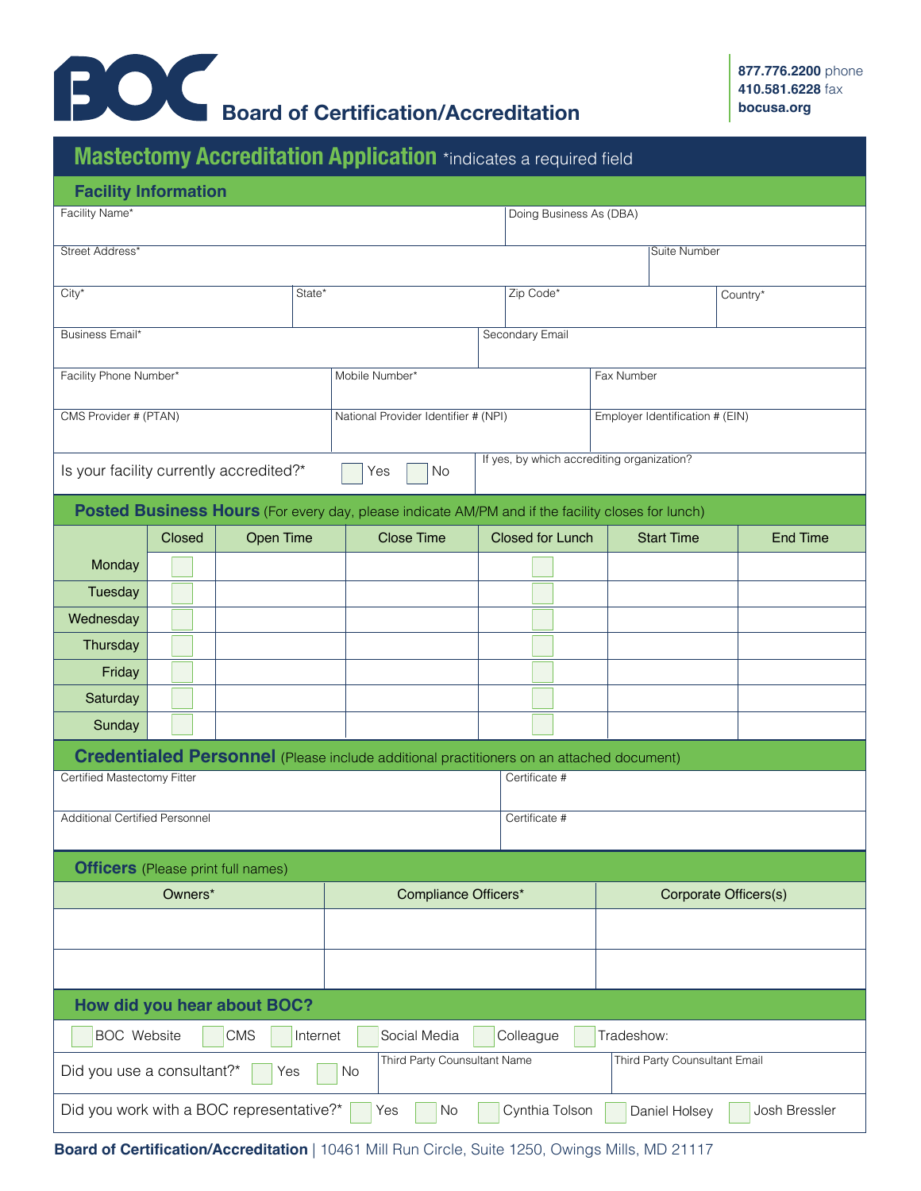# BOC Board of Certification/Accreditation

**877.776.2200** phone
**410.581.6228** fax
**bocusa.org**

## Mastectomy Accreditation Application *indicates a required field

### Facility Information

| Facility Name* | Doing Business As (DBA) |
|---|---|
| | |

| Street Address* | Suite Number |
|---|---|
| | |

| City* | State* | Zip Code* | Country* |
|---|---|---|---|
| | | | |

| Business Email* | Secondary Email |
|---|---|
| | |

| Facility Phone Number* | Mobile Number* | Fax Number |
|---|---|---|
| | | |

| CMS Provider # (PTAN) | National Provider Identifier # (NPI) | Employer Identification # (EIN) |
|---|---|---|
| | | |

Is your facility currently accredited?* ☐ Yes ☐ No — If yes, by which accrediting organization?

### Posted Business Hours (For every day, please indicate AM/PM and if the facility closes for lunch)

| | Closed | Open Time | Close Time | Closed for Lunch | Start Time | End Time |
|---|---|---|---|---|---|---|
| Monday | ☐ | | | ☐ | | |
| Tuesday | ☐ | | | ☐ | | |
| Wednesday | ☐ | | | ☐ | | |
| Thursday | ☐ | | | ☐ | | |
| Friday | ☐ | | | ☐ | | |
| Saturday | ☐ | | | ☐ | | |
| Sunday | ☐ | | | ☐ | | |

### Credentialed Personnel (Please include additional practitioners on an attached document)

| Certified Mastectomy Fitter | Certificate # |
|---|---|
| Additional Certified Personnel | Certificate # |

### Officers (Please print full names)

| Owners* | Compliance Officers* | Corporate Officers(s) |
|---|---|---|
| | | |
| | | |

### How did you hear about BOC?

☐ BOC Website ☐ CMS ☐ Internet ☐ Social Media ☐ Colleague ☐ Tradeshow:

Did you use a consultant?* ☐ Yes ☐ No — Third Party Counsultant Name — Third Party Counsultant Email

Did you work with a BOC representative?* ☐ Yes ☐ No ☐ Cynthia Tolson ☐ Daniel Holsey ☐ Josh Bressler

**Board of Certification/Accreditation** | 10461 Mill Run Circle, Suite 1250, Owings Mills, MD 21117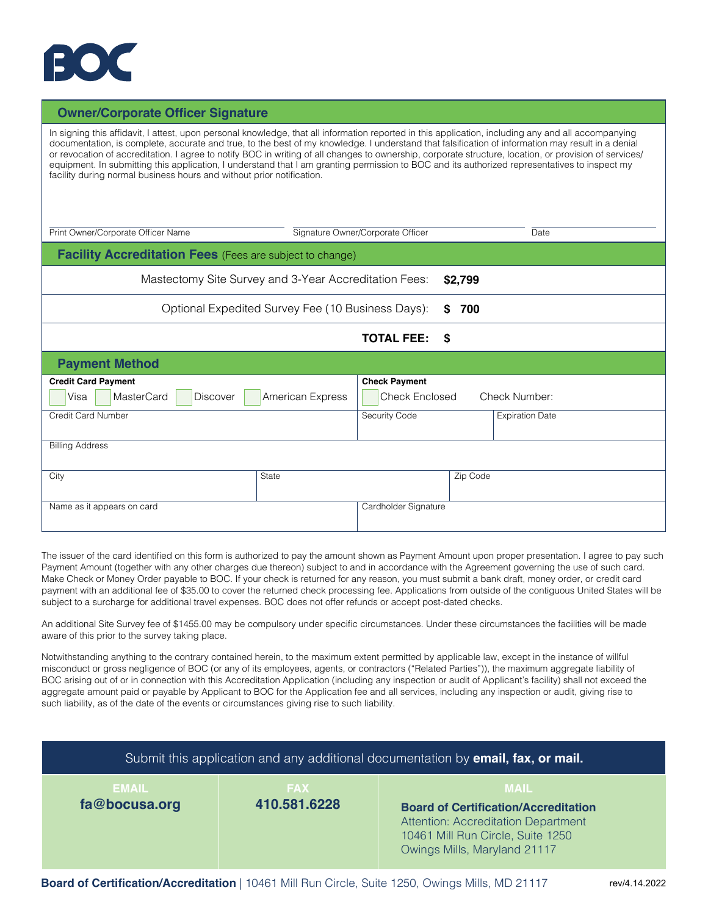BOC

## Owner/Corporate Officer Signature

In signing this affidavit, I attest, upon personal knowledge, that all information reported in this application, including any and all accompanying documentation, is complete, accurate and true, to the best of my knowledge. I understand that falsification of information may result in a denial or revocation of accreditation. I agree to notify BOC in writing of all changes to ownership, corporate structure, location, or provision of services/ equipment. In submitting this application, I understand that I am granting permission to BOC and its authorized representatives to inspect my facility during normal business hours and without prior notification.

| Print Owner/Corporate Officer Name | Signature Owner/Corporate Officer | Date |
|---|---|---|
| | | |

## Facility Accreditation Fees (Fees are subject to change)

Mastectomy Site Survey and 3-Year Accreditation Fees: **$2,799**

Optional Expedited Survey Fee (10 Business Days): **$ 700**

**TOTAL FEE: $**

## Payment Method

| **Credit Card Payment** | | **Check Payment** | | |
|---|---|---|---|---|
| ☐ Visa ☐ MasterCard ☐ Discover ☐ American Express | | ☐ Check Enclosed | Check Number: | |
| Credit Card Number | | Security Code | | Expiration Date |
| Billing Address | | | | |
| City | State | | Zip Code | |
| Name as it appears on card | | Cardholder Signature | | |

The issuer of the card identified on this form is authorized to pay the amount shown as Payment Amount upon proper presentation. I agree to pay such Payment Amount (together with any other charges due thereon) subject to and in accordance with the Agreement governing the use of such card. Make Check or Money Order payable to BOC. If your check is returned for any reason, you must submit a bank draft, money order, or credit card payment with an additional fee of $35.00 to cover the returned check processing fee. Applications from outside of the contiguous United States will be subject to a surcharge for additional travel expenses. BOC does not offer refunds or accept post-dated checks.

An additional Site Survey fee of $1455.00 may be compulsory under specific circumstances. Under these circumstances the facilities will be made aware of this prior to the survey taking place.

Notwithstanding anything to the contrary contained herein, to the maximum extent permitted by applicable law, except in the instance of willful misconduct or gross negligence of BOC (or any of its employees, agents, or contractors ("Related Parties")), the maximum aggregate liability of BOC arising out of or in connection with this Accreditation Application (including any inspection or audit of Applicant's facility) shall not exceed the aggregate amount paid or payable by Applicant to BOC for the Application fee and all services, including any inspection or audit, giving rise to such liability, as of the date of the events or circumstances giving rise to such liability.

Submit this application and any additional documentation by **email, fax, or mail.**

| EMAIL | FAX | MAIL |
|---|---|---|
| **fa@bocusa.org** | **410.581.6228** | **Board of Certification/Accreditation** Attention: Accreditation Department 10461 Mill Run Circle, Suite 1250 Owings Mills, Maryland 21117 |

**Board of Certification/Accreditation** | 10461 Mill Run Circle, Suite 1250, Owings Mills, MD 21117

rev/4.14.2022